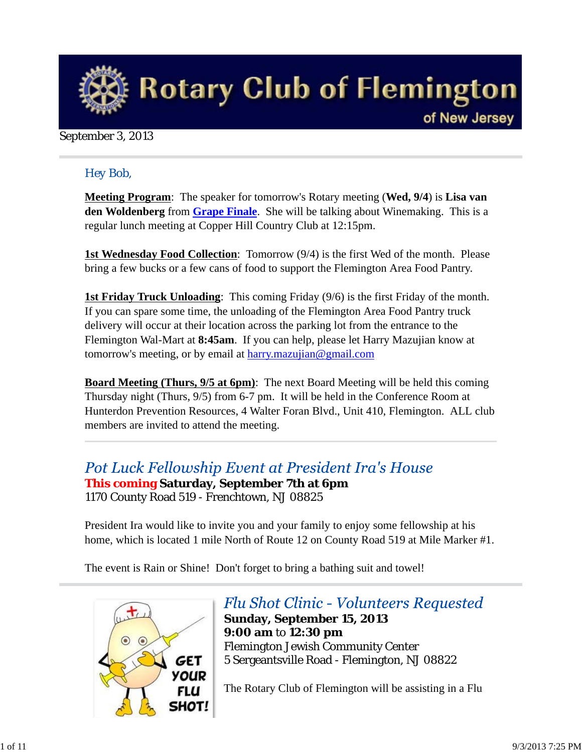# Rotary Club of Flemington

of New Jersey

September 3, 2013

Hey Bob,

**Meeting Program**: The speaker for tomorrow's Rotary meeting (**Wed, 9/4**) is **Lisa van den Woldenberg** from **Grape Finale**. She will be talking about Winemaking. This is a regular lunch meeting at Copper Hill Country Club at 12:15pm.

**1st Wednesday Food Collection**: Tomorrow (9/4) is the first Wed of the month. Please bring a few bucks or a few cans of food to support the Flemington Area Food Pantry.

**1st Friday Truck Unloading**: This coming Friday (9/6) is the first Friday of the month. If you can spare some time, the unloading of the Flemington Area Food Pantry truck delivery will occur at their location across the parking lot from the entrance to the Flemington Wal-Mart at **8:45am**. If you can help, please let Harry Mazujian know at tomorrow's meeting, or by email at harry.mazujian@gmail.com

**Board Meeting (Thurs, 9/5 at 6pm)**: The next Board Meeting will be held this coming Thursday night (Thurs, 9/5) from 6-7 pm. It will be held in the Conference Room at Hunterdon Prevention Resources, 4 Walter Foran Blvd., Unit 410, Flemington. ALL club members are invited to attend the meeting.

---

## *Pot Luck Fellowship Event at President Ira's House*

**This coming Saturday, September 7th at 6pm**
1170 County Road 519 - Frenchtown, NJ 08825

President Ira would like to invite you and your family to enjoy some fellowship at his home, which is located 1 mile North of Route 12 on County Road 519 at Mile Marker #1.

The event is Rain or Shine! Don't forget to bring a bathing suit and towel!

---

## *Flu Shot Clinic - Volunteers Requested*

**Sunday, September 15, 2013**
**9:00 am** to **12:30 pm**
Flemington Jewish Community Center
5 Sergeantsville Road - Flemington, NJ 08822

The Rotary Club of Flemington will be assisting in a Flu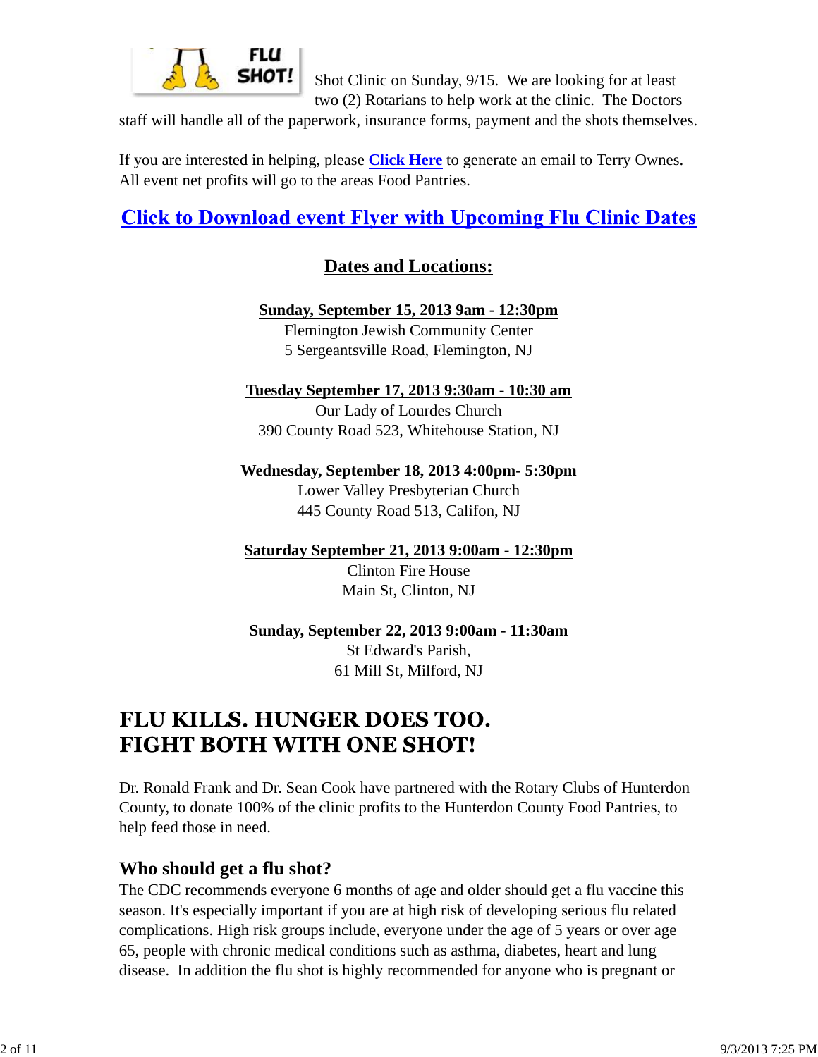Shot Clinic on Sunday, 9/15. We are looking for at least two (2) Rotarians to help work at the clinic. The Doctors staff will handle all of the paperwork, insurance forms, payment and the shots themselves.

If you are interested in helping, please **Click Here** to generate an email to Terry Ownes. All event net profits will go to the areas Food Pantries.

## Click to Download event Flyer with Upcoming Flu Clinic Dates

### Dates and Locations:

**Sunday, September 15, 2013 9am - 12:30pm**
Flemington Jewish Community Center
5 Sergeantsville Road, Flemington, NJ

**Tuesday September 17, 2013 9:30am - 10:30 am**
Our Lady of Lourdes Church
390 County Road 523, Whitehouse Station, NJ

**Wednesday, September 18, 2013 4:00pm- 5:30pm**
Lower Valley Presbyterian Church
445 County Road 513, Califon, NJ

**Saturday September 21, 2013 9:00am - 12:30pm**
Clinton Fire House
Main St, Clinton, NJ

**Sunday, September 22, 2013 9:00am - 11:30am**
St Edward's Parish,
61 Mill St, Milford, NJ

# FLU KILLS. HUNGER DOES TOO. FIGHT BOTH WITH ONE SHOT!

Dr. Ronald Frank and Dr. Sean Cook have partnered with the Rotary Clubs of Hunterdon County, to donate 100% of the clinic profits to the Hunterdon County Food Pantries, to help feed those in need.

### Who should get a flu shot?

The CDC recommends everyone 6 months of age and older should get a flu vaccine this season. It's especially important if you are at high risk of developing serious flu related complications. High risk groups include, everyone under the age of 5 years or over age 65, people with chronic medical conditions such as asthma, diabetes, heart and lung disease. In addition the flu shot is highly recommended for anyone who is pregnant or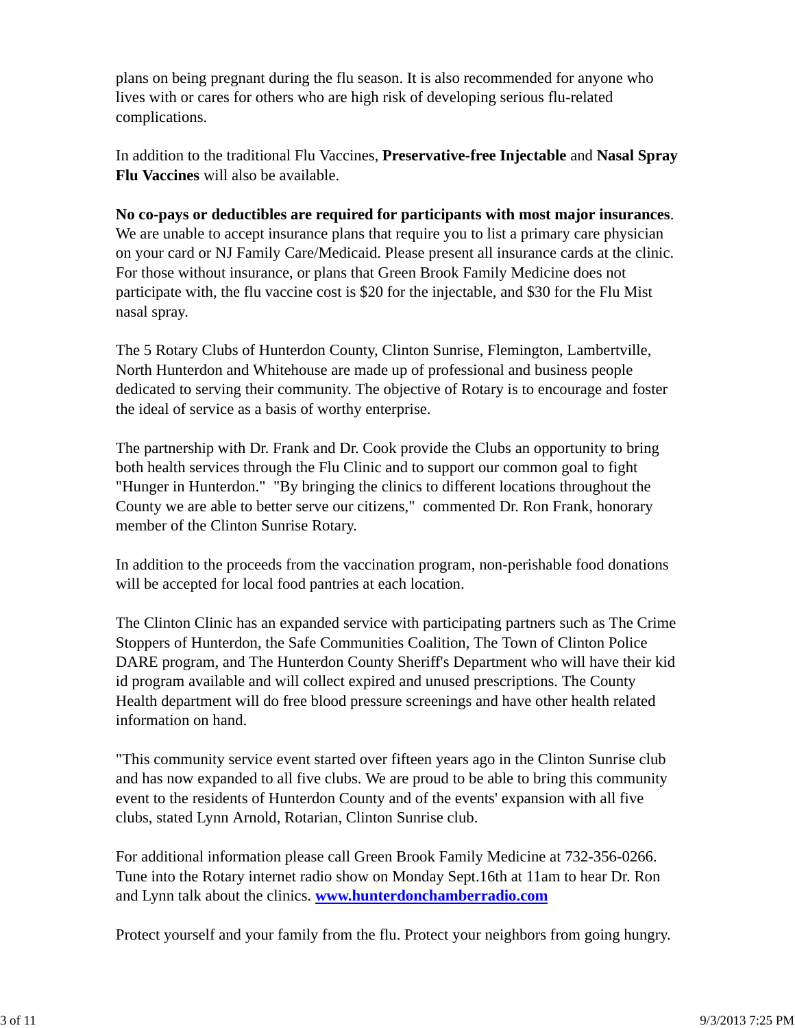plans on being pregnant during the flu season. It is also recommended for anyone who lives with or cares for others who are high risk of developing serious flu-related complications.

In addition to the traditional Flu Vaccines, **Preservative-free Injectable** and **Nasal Spray Flu Vaccines** will also be available.

**No co-pays or deductibles are required for participants with most major insurances**. We are unable to accept insurance plans that require you to list a primary care physician on your card or NJ Family Care/Medicaid. Please present all insurance cards at the clinic. For those without insurance, or plans that Green Brook Family Medicine does not participate with, the flu vaccine cost is $20 for the injectable, and $30 for the Flu Mist nasal spray.

The 5 Rotary Clubs of Hunterdon County, Clinton Sunrise, Flemington, Lambertville, North Hunterdon and Whitehouse are made up of professional and business people dedicated to serving their community. The objective of Rotary is to encourage and foster the ideal of service as a basis of worthy enterprise.

The partnership with Dr. Frank and Dr. Cook provide the Clubs an opportunity to bring both health services through the Flu Clinic and to support our common goal to fight "Hunger in Hunterdon." "By bringing the clinics to different locations throughout the County we are able to better serve our citizens," commented Dr. Ron Frank, honorary member of the Clinton Sunrise Rotary.

In addition to the proceeds from the vaccination program, non-perishable food donations will be accepted for local food pantries at each location.

The Clinton Clinic has an expanded service with participating partners such as The Crime Stoppers of Hunterdon, the Safe Communities Coalition, The Town of Clinton Police DARE program, and The Hunterdon County Sheriff's Department who will have their kid id program available and will collect expired and unused prescriptions. The County Health department will do free blood pressure screenings and have other health related information on hand.

"This community service event started over fifteen years ago in the Clinton Sunrise club and has now expanded to all five clubs. We are proud to be able to bring this community event to the residents of Hunterdon County and of the events' expansion with all five clubs, stated Lynn Arnold, Rotarian, Clinton Sunrise club.

For additional information please call Green Brook Family Medicine at 732-356-0266. Tune into the Rotary internet radio show on Monday Sept.16th at 11am to hear Dr. Ron and Lynn talk about the clinics. **[www.hunterdonchamberradio.com](http://www.hunterdonchamberradio.com)**

Protect yourself and your family from the flu. Protect your neighbors from going hungry.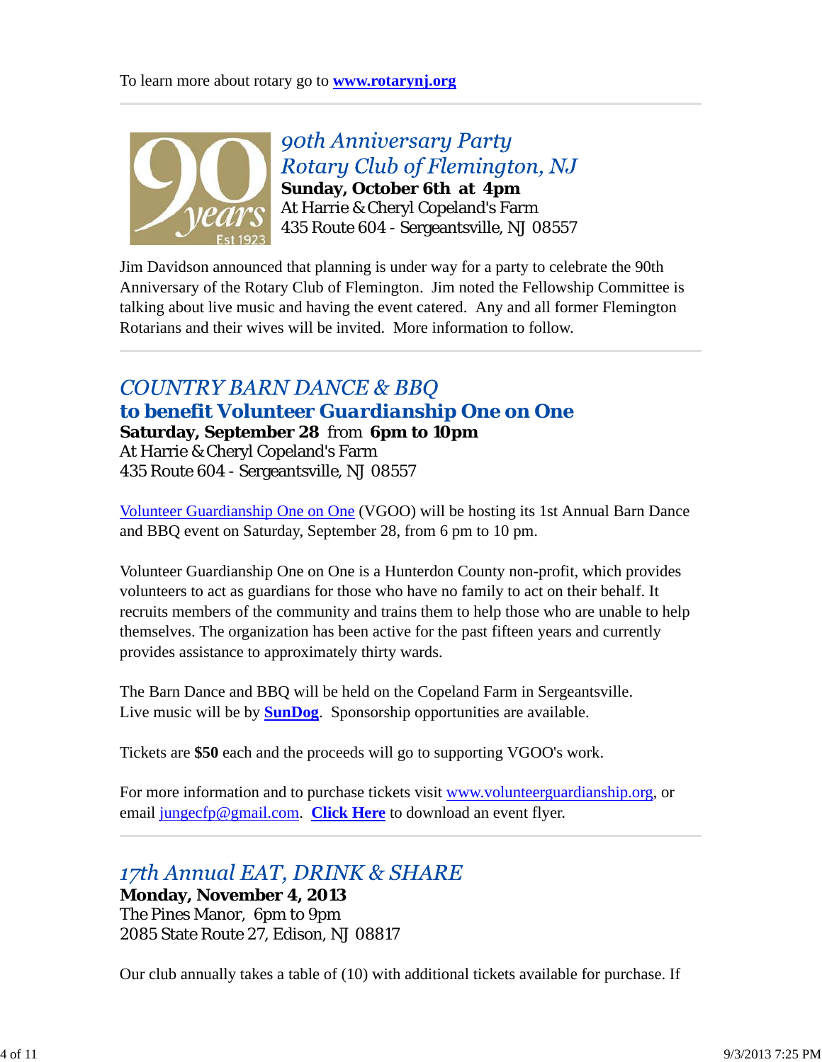To learn more about rotary go to **www.rotarynj.org**

---

## *90th Anniversary Party*
## *Rotary Club of Flemington, NJ*

**Sunday, October 6th at 4pm**
At Harrie & Cheryl Copeland's Farm
435 Route 604 - Sergeantsville, NJ 08557

Jim Davidson announced that planning is under way for a party to celebrate the 90th Anniversary of the Rotary Club of Flemington. Jim noted the Fellowship Committee is talking about live music and having the event catered. Any and all former Flemington Rotarians and their wives will be invited. More information to follow.

---

## *COUNTRY BARN DANCE & BBQ*
### to benefit Volunteer Guardianship One on One

**Saturday, September 28** from **6pm to 10pm**
At Harrie & Cheryl Copeland's Farm
435 Route 604 - Sergeantsville, NJ 08557

Volunteer Guardianship One on One (VGOO) will be hosting its 1st Annual Barn Dance and BBQ event on Saturday, September 28, from 6 pm to 10 pm.

Volunteer Guardianship One on One is a Hunterdon County non-profit, which provides volunteers to act as guardians for those who have no family to act on their behalf. It recruits members of the community and trains them to help those who are unable to help themselves. The organization has been active for the past fifteen years and currently provides assistance to approximately thirty wards.

The Barn Dance and BBQ will be held on the Copeland Farm in Sergeantsville. Live music will be by **SunDog**. Sponsorship opportunities are available.

Tickets are **$50** each and the proceeds will go to supporting VGOO's work.

For more information and to purchase tickets visit www.volunteerguardianship.org, or email jungecfp@gmail.com. **Click Here** to download an event flyer.

---

## *17th Annual EAT, DRINK & SHARE*

**Monday, November 4, 2013**
The Pines Manor, 6pm to 9pm
2085 State Route 27, Edison, NJ 08817

Our club annually takes a table of (10) with additional tickets available for purchase. If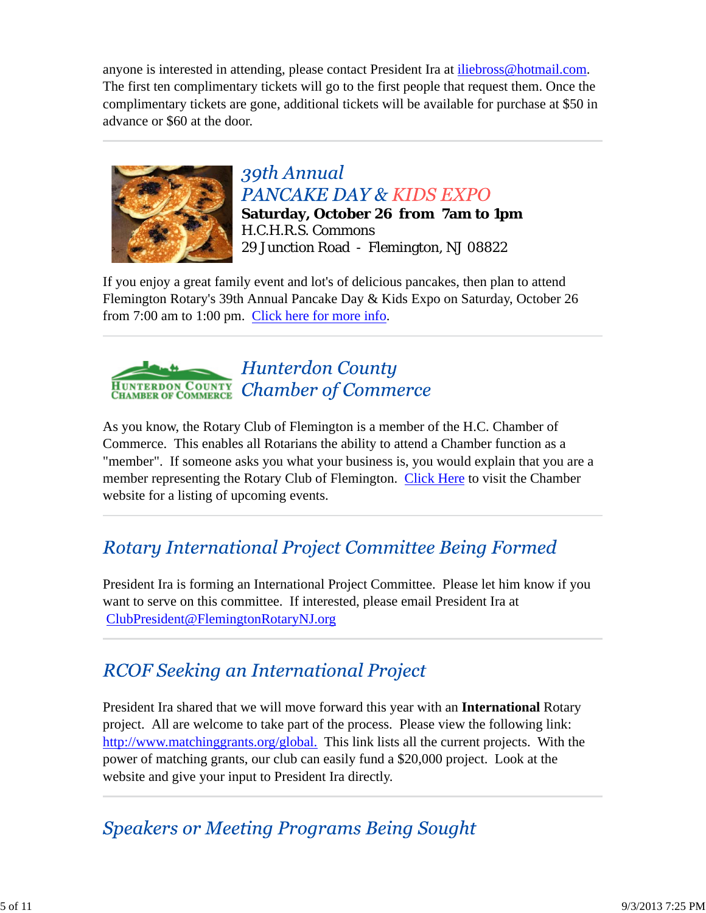anyone is interested in attending, please contact President Ira at iliebross@hotmail.com. The first ten complimentary tickets will go to the first people that request them. Once the complimentary tickets are gone, additional tickets will be available for purchase at $50 in advance or $60 at the door.

---

## 39th Annual PANCAKE DAY & KIDS EXPO

**Saturday, October 26 from 7am to 1pm**
H.C.H.R.S. Commons
29 Junction Road - Flemington, NJ 08822

If you enjoy a great family event and lot's of delicious pancakes, then plan to attend Flemington Rotary's 39th Annual Pancake Day & Kids Expo on Saturday, October 26 from 7:00 am to 1:00 pm. Click here for more info.

---

## Hunterdon County Chamber of Commerce

As you know, the Rotary Club of Flemington is a member of the H.C. Chamber of Commerce. This enables all Rotarians the ability to attend a Chamber function as a "member". If someone asks you what your business is, you would explain that you are a member representing the Rotary Club of Flemington. Click Here to visit the Chamber website for a listing of upcoming events.

---

## Rotary International Project Committee Being Formed

President Ira is forming an International Project Committee. Please let him know if you want to serve on this committee. If interested, please email President Ira at ClubPresident@FlemingtonRotaryNJ.org

---

## RCOF Seeking an International Project

President Ira shared that we will move forward this year with an **International** Rotary project. All are welcome to take part of the process. Please view the following link: http://www.matchinggrants.org/global. This link lists all the current projects. With the power of matching grants, our club can easily fund a $20,000 project. Look at the website and give your input to President Ira directly.

---

## Speakers or Meeting Programs Being Sought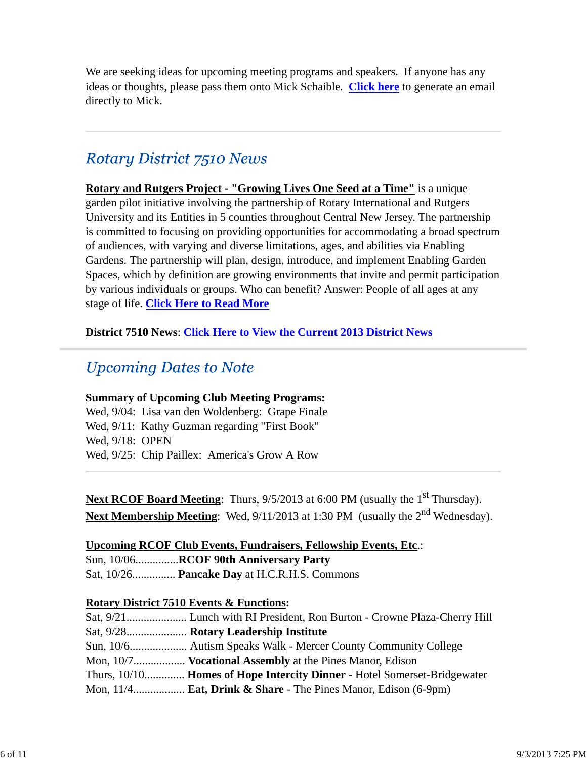We are seeking ideas for upcoming meeting programs and speakers. If anyone has any ideas or thoughts, please pass them onto Mick Schaible. **Click here** to generate an email directly to Mick.

---

## *Rotary District 7510 News*

**Rotary and Rutgers Project - "Growing Lives One Seed at a Time"** is a unique garden pilot initiative involving the partnership of Rotary International and Rutgers University and its Entities in 5 counties throughout Central New Jersey. The partnership is committed to focusing on providing opportunities for accommodating a broad spectrum of audiences, with varying and diverse limitations, ages, and abilities via Enabling Gardens. The partnership will plan, design, introduce, and implement Enabling Garden Spaces, which by definition are growing environments that invite and permit participation by various individuals or groups. Who can benefit? Answer: People of all ages at any stage of life. **Click Here to Read More**

**District 7510 News**: **Click Here to View the Current 2013 District News**

---

## *Upcoming Dates to Note*

**Summary of Upcoming Club Meeting Programs:**

Wed, 9/04: Lisa van den Woldenberg: Grape Finale
Wed, 9/11: Kathy Guzman regarding "First Book"
Wed, 9/18: OPEN
Wed, 9/25: Chip Paillex: America's Grow A Row

---

**Next RCOF Board Meeting**: Thurs, 9/5/2013 at 6:00 PM (usually the 1st Thursday).
**Next Membership Meeting**: Wed, 9/11/2013 at 1:30 PM (usually the 2nd Wednesday).

**Upcoming RCOF Club Events, Fundraisers, Fellowship Events, Etc.**:

Sun, 10/06............... **RCOF 90th Anniversary Party**
Sat, 10/26............... **Pancake Day** at H.C.R.H.S. Commons

**Rotary District 7510 Events & Functions:**

Sat, 9/21..................... Lunch with RI President, Ron Burton - Crowne Plaza-Cherry Hill
Sat, 9/28..................... **Rotary Leadership Institute**
Sun, 10/6.................... Autism Speaks Walk - Mercer County Community College
Mon, 10/7.................. **Vocational Assembly** at the Pines Manor, Edison
Thurs, 10/10.............. **Homes of Hope Intercity Dinner** - Hotel Somerset-Bridgewater
Mon, 11/4.................. **Eat, Drink & Share** - The Pines Manor, Edison (6-9pm)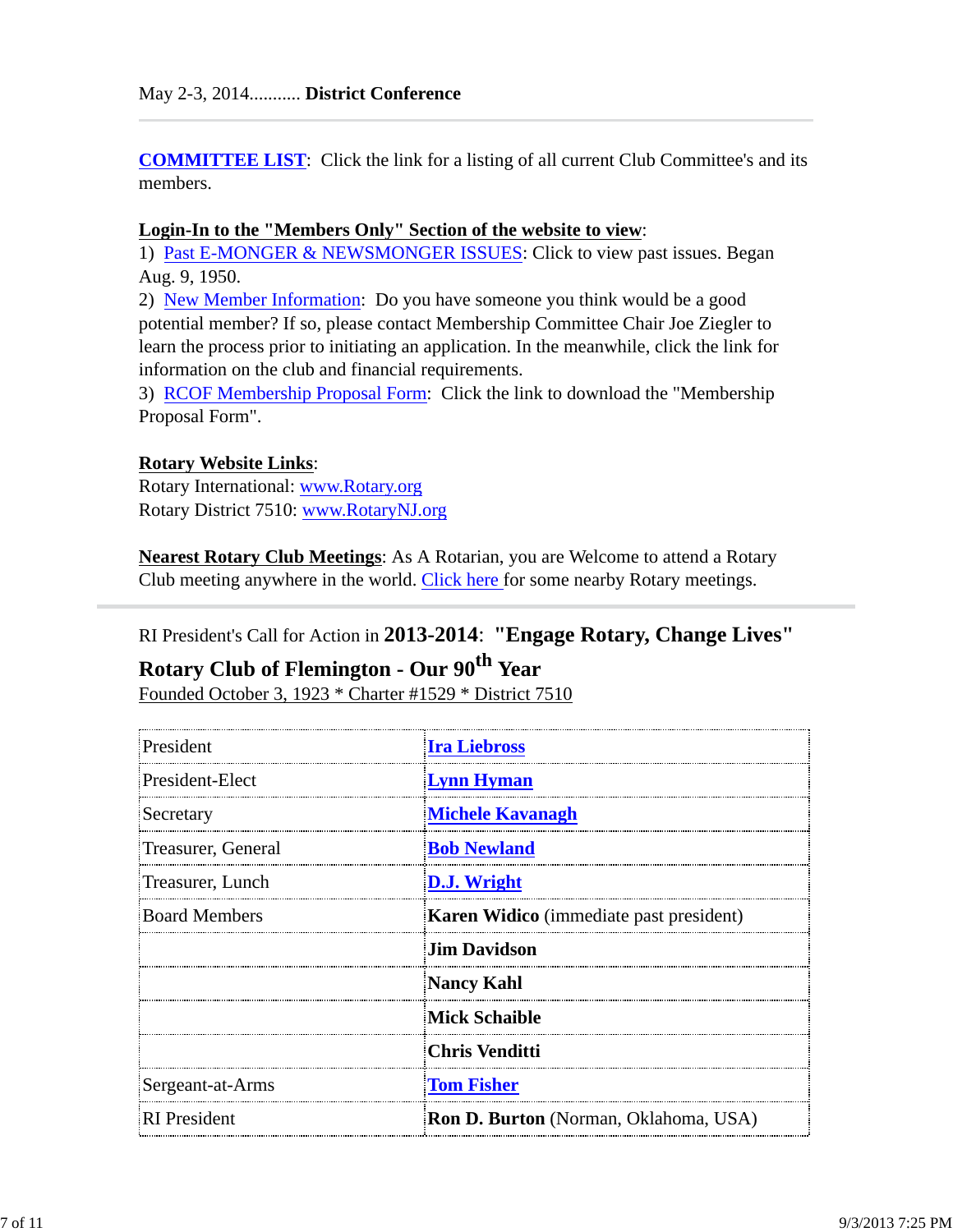May 2-3, 2014........... **District Conference**

---

**COMMITTEE LIST**: Click the link for a listing of all current Club Committee's and its members.

**Login-In to the "Members Only" Section of the website to view**:
1) Past E-MONGER & NEWSMONGER ISSUES: Click to view past issues. Began Aug. 9, 1950.
2) New Member Information: Do you have someone you think would be a good potential member? If so, please contact Membership Committee Chair Joe Ziegler to learn the process prior to initiating an application. In the meanwhile, click the link for information on the club and financial requirements.
3) RCOF Membership Proposal Form: Click the link to download the "Membership Proposal Form".

**Rotary Website Links**:
Rotary International: www.Rotary.org
Rotary District 7510: www.RotaryNJ.org

**Nearest Rotary Club Meetings**: As A Rotarian, you are Welcome to attend a Rotary Club meeting anywhere in the world. Click here for some nearby Rotary meetings.

---

RI President's Call for Action in **2013-2014**: **"Engage Rotary, Change Lives"**

**Rotary Club of Flemington - Our 90th Year**
Founded October 3, 1923 * Charter #1529 * District 7510

| | |
|---|---|
| President | **Ira Liebross** |
| President-Elect | **Lynn Hyman** |
| Secretary | **Michele Kavanagh** |
| Treasurer, General | **Bob Newland** |
| Treasurer, Lunch | **D.J. Wright** |
| Board Members | **Karen Widico** (immediate past president) |
| | **Jim Davidson** |
| | **Nancy Kahl** |
| | **Mick Schaible** |
| | **Chris Venditti** |
| Sergeant-at-Arms | **Tom Fisher** |
| RI President | **Ron D. Burton** (Norman, Oklahoma, USA) |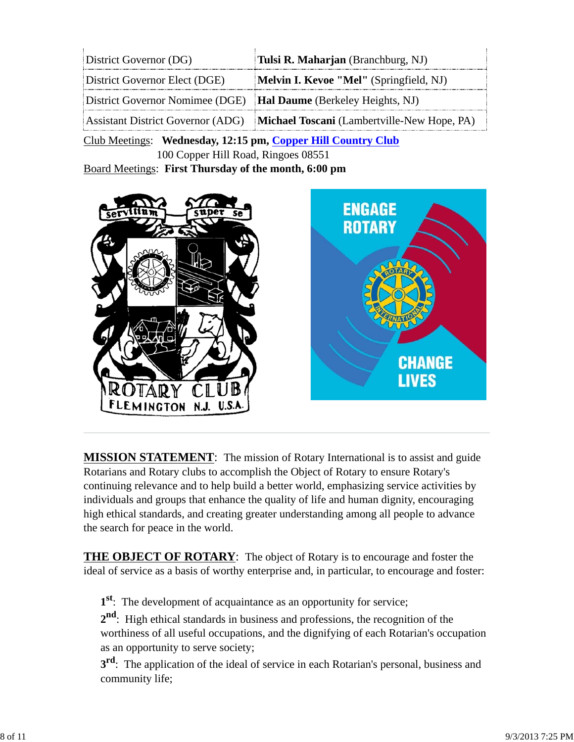| District Governor (DG) | **Tulsi R. Maharjan** (Branchburg, NJ) |
|---|---|
| District Governor Elect (DGE) | **Melvin I. Kevoe "Mel"** (Springfield, NJ) |
| District Governor Nomimee (DGE) | **Hal Daume** (Berkeley Heights, NJ) |
| Assistant District Governor (ADG) | **Michael Toscani** (Lambertville-New Hope, PA) |

Club Meetings: **Wednesday, 12:15 pm, Copper Hill Country Club**
100 Copper Hill Road, Ringoes 08551

Board Meetings: **First Thursday of the month, 6:00 pm**

**MISSION STATEMENT**: The mission of Rotary International is to assist and guide Rotarians and Rotary clubs to accomplish the Object of Rotary to ensure Rotary's continuing relevance and to help build a better world, emphasizing service activities by individuals and groups that enhance the quality of life and human dignity, encouraging high ethical standards, and creating greater understanding among all people to advance the search for peace in the world.

**THE OBJECT OF ROTARY**: The object of Rotary is to encourage and foster the ideal of service as a basis of worthy enterprise and, in particular, to encourage and foster:

**1st**: The development of acquaintance as an opportunity for service;

**2nd**: High ethical standards in business and professions, the recognition of the worthiness of all useful occupations, and the dignifying of each Rotarian's occupation as an opportunity to serve society;

**3rd**: The application of the ideal of service in each Rotarian's personal, business and community life;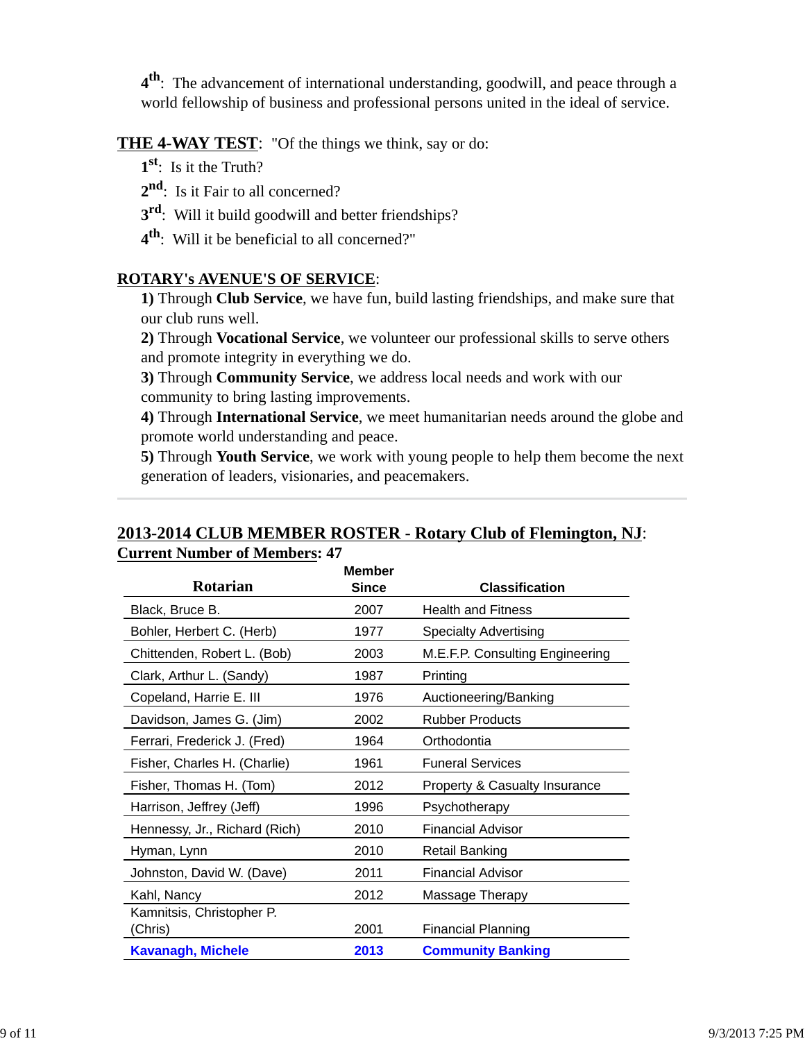**4th**: The advancement of international understanding, goodwill, and peace through a world fellowship of business and professional persons united in the ideal of service.

**THE 4-WAY TEST**: "Of the things we think, say or do:

**1st**: Is it the Truth?

**2nd**: Is it Fair to all concerned?

**3rd**: Will it build goodwill and better friendships?

**4th**: Will it be beneficial to all concerned?"

**ROTARY's AVENUE'S OF SERVICE**:

**1)** Through **Club Service**, we have fun, build lasting friendships, and make sure that our club runs well.

**2)** Through **Vocational Service**, we volunteer our professional skills to serve others and promote integrity in everything we do.

**3)** Through **Community Service**, we address local needs and work with our community to bring lasting improvements.

**4)** Through **International Service**, we meet humanitarian needs around the globe and promote world understanding and peace.

**5)** Through **Youth Service**, we work with young people to help them become the next generation of leaders, visionaries, and peacemakers.

---

## 2013-2014 CLUB MEMBER ROSTER - Rotary Club of Flemington, NJ:

**Current Number of Members: 47**

| Rotarian | Member Since | Classification |
|---|---|---|
| Black, Bruce B. | 2007 | Health and Fitness |
| Bohler, Herbert C. (Herb) | 1977 | Specialty Advertising |
| Chittenden, Robert L. (Bob) | 2003 | M.E.F.P. Consulting Engineering |
| Clark, Arthur L. (Sandy) | 1987 | Printing |
| Copeland, Harrie E. III | 1976 | Auctioneering/Banking |
| Davidson, James G. (Jim) | 2002 | Rubber Products |
| Ferrari, Frederick J. (Fred) | 1964 | Orthodontia |
| Fisher, Charles H. (Charlie) | 1961 | Funeral Services |
| Fisher, Thomas H. (Tom) | 2012 | Property & Casualty Insurance |
| Harrison, Jeffrey (Jeff) | 1996 | Psychotherapy |
| Hennessy, Jr., Richard (Rich) | 2010 | Financial Advisor |
| Hyman, Lynn | 2010 | Retail Banking |
| Johnston, David W. (Dave) | 2011 | Financial Advisor |
| Kahl, Nancy | 2012 | Massage Therapy |
| Kamnitsis, Christopher P. (Chris) | 2001 | Financial Planning |
| **Kavanagh, Michele** | **2013** | **Community Banking** |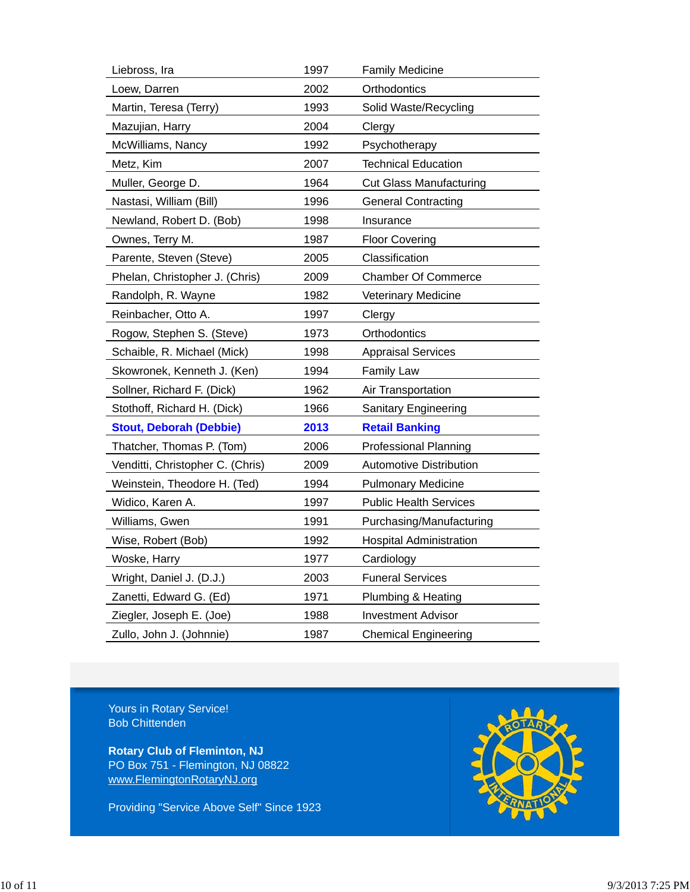| | | |
|---|---|---|
| Liebross, Ira | 1997 | Family Medicine |
| Loew, Darren | 2002 | Orthodontics |
| Martin, Teresa (Terry) | 1993 | Solid Waste/Recycling |
| Mazujian, Harry | 2004 | Clergy |
| McWilliams, Nancy | 1992 | Psychotherapy |
| Metz, Kim | 2007 | Technical Education |
| Muller, George D. | 1964 | Cut Glass Manufacturing |
| Nastasi, William (Bill) | 1996 | General Contracting |
| Newland, Robert D. (Bob) | 1998 | Insurance |
| Ownes, Terry M. | 1987 | Floor Covering |
| Parente, Steven (Steve) | 2005 | Classification |
| Phelan, Christopher J. (Chris) | 2009 | Chamber Of Commerce |
| Randolph, R. Wayne | 1982 | Veterinary Medicine |
| Reinbacher, Otto A. | 1997 | Clergy |
| Rogow, Stephen S. (Steve) | 1973 | Orthodontics |
| Schaible, R. Michael (Mick) | 1998 | Appraisal Services |
| Skowronek, Kenneth J. (Ken) | 1994 | Family Law |
| Sollner, Richard F. (Dick) | 1962 | Air Transportation |
| Stothoff, Richard H. (Dick) | 1966 | Sanitary Engineering |
| **Stout, Deborah (Debbie)** | **2013** | **Retail Banking** |
| Thatcher, Thomas P. (Tom) | 2006 | Professional Planning |
| Venditti, Christopher C. (Chris) | 2009 | Automotive Distribution |
| Weinstein, Theodore H. (Ted) | 1994 | Pulmonary Medicine |
| Widico, Karen A. | 1997 | Public Health Services |
| Williams, Gwen | 1991 | Purchasing/Manufacturing |
| Wise, Robert (Bob) | 1992 | Hospital Administration |
| Woske, Harry | 1977 | Cardiology |
| Wright, Daniel J. (D.J.) | 2003 | Funeral Services |
| Zanetti, Edward G. (Ed) | 1971 | Plumbing & Heating |
| Ziegler, Joseph E. (Joe) | 1988 | Investment Advisor |
| Zullo, John J. (Johnnie) | 1987 | Chemical Engineering |

Yours in Rotary Service!
Bob Chittenden

**Rotary Club of Fleminton, NJ**
PO Box 751 - Flemington, NJ 08822
www.FlemingtonRotaryNJ.org

Providing "Service Above Self" Since 1923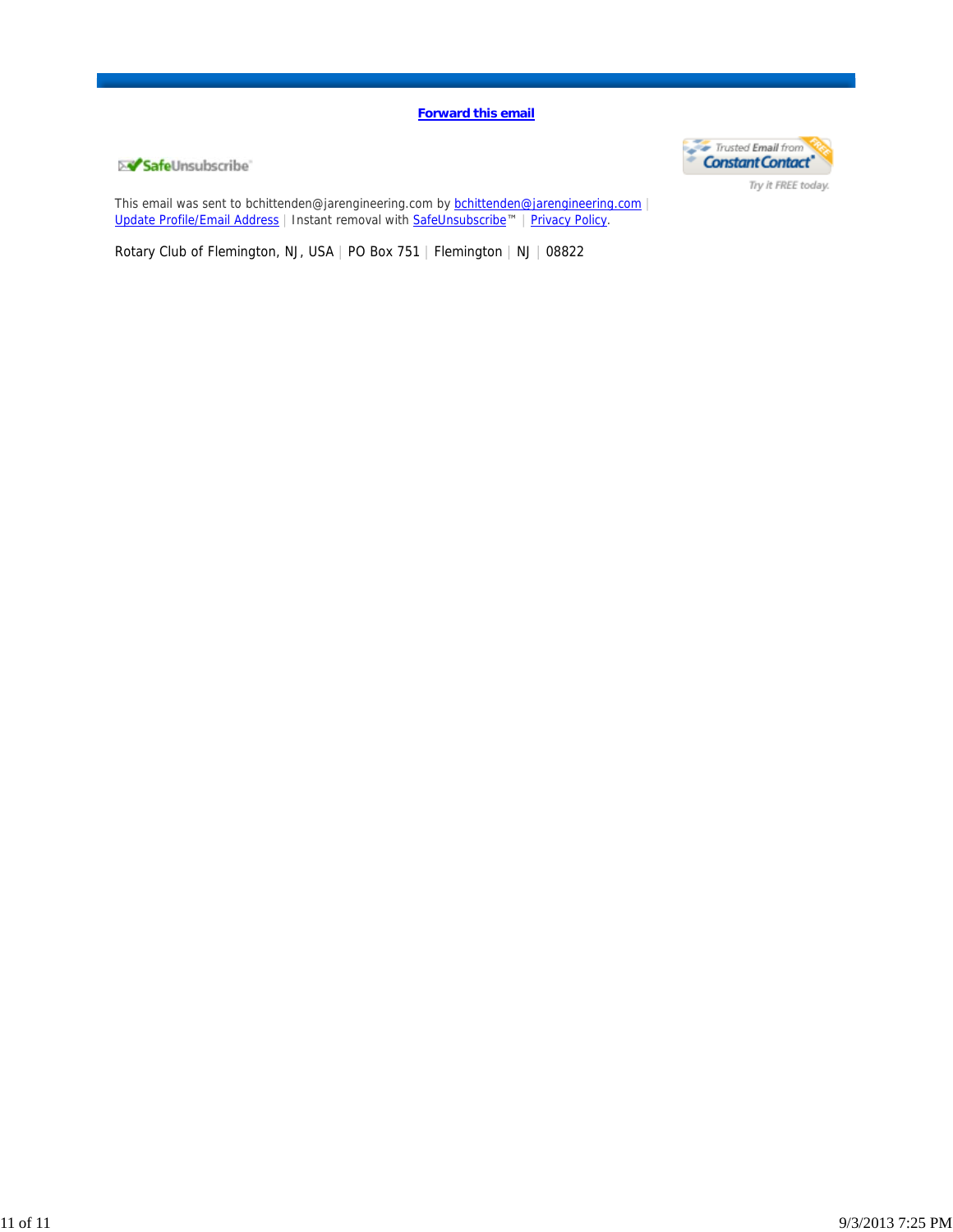**Forward this email**

SafeUnsubscribe

Trusted Email from Constant Contact

Try it FREE today.

This email was sent to bchittenden@jarengineering.com by bchittenden@jarengineering.com | Update Profile/Email Address | Instant removal with SafeUnsubscribe™ | Privacy Policy.

Rotary Club of Flemington, NJ, USA | PO Box 751 | Flemington | NJ | 08822